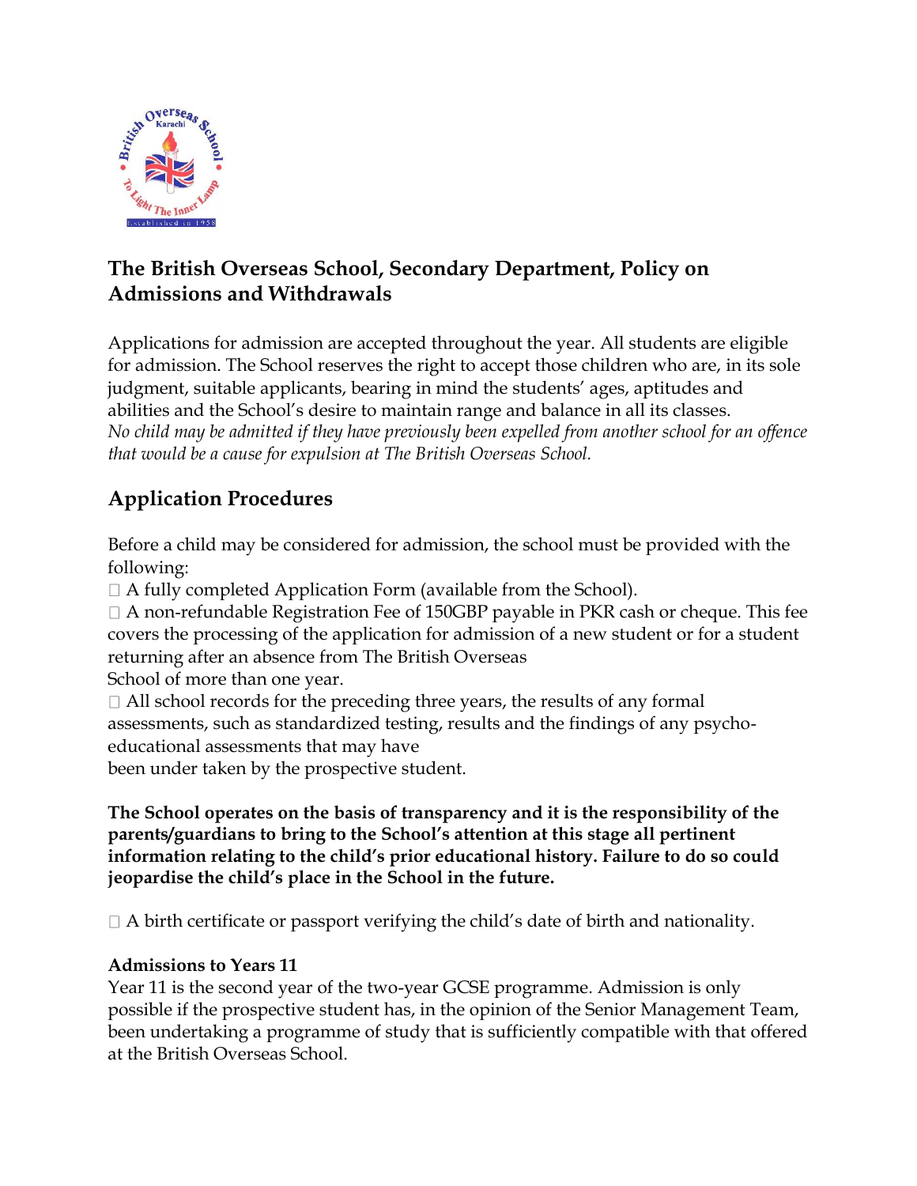# The British Overseas School, Secondary Department, Policy on Admissions and Withdrawals

Applications for admission are accepted throughout the year. All students are eligible for admission. The School reserves the right to accept those children who are, in its sole judgment, suitable applicants, bearing in mind the students' ages, aptitudes and abilities and the School's desire to maintain range and balance in all its classes. *No child may be admitted if they have previously been expelled from another school for an offence that would be a cause for expulsion at The British Overseas School.*

## Application Procedures

Before a child may be considered for admission, the school must be provided with the following:

- A fully completed Application Form (available from the School).
- A non-refundable Registration Fee of 150GBP payable in PKR cash or cheque. This fee covers the processing of the application for admission of a new student or for a student returning after an absence from The British Overseas School of more than one year.
- All school records for the preceding three years, the results of any formal assessments, such as standardized testing, results and the findings of any psycho-educational assessments that may have been under taken by the prospective student.

**The School operates on the basis of transparency and it is the responsibility of the parents/guardians to bring to the School's attention at this stage all pertinent information relating to the child's prior educational history. Failure to do so could jeopardise the child's place in the School in the future.**

- A birth certificate or passport verifying the child's date of birth and nationality.

**Admissions to Years 11**

Year 11 is the second year of the two-year GCSE programme. Admission is only possible if the prospective student has, in the opinion of the Senior Management Team, been undertaking a programme of study that is sufficiently compatible with that offered at the British Overseas School.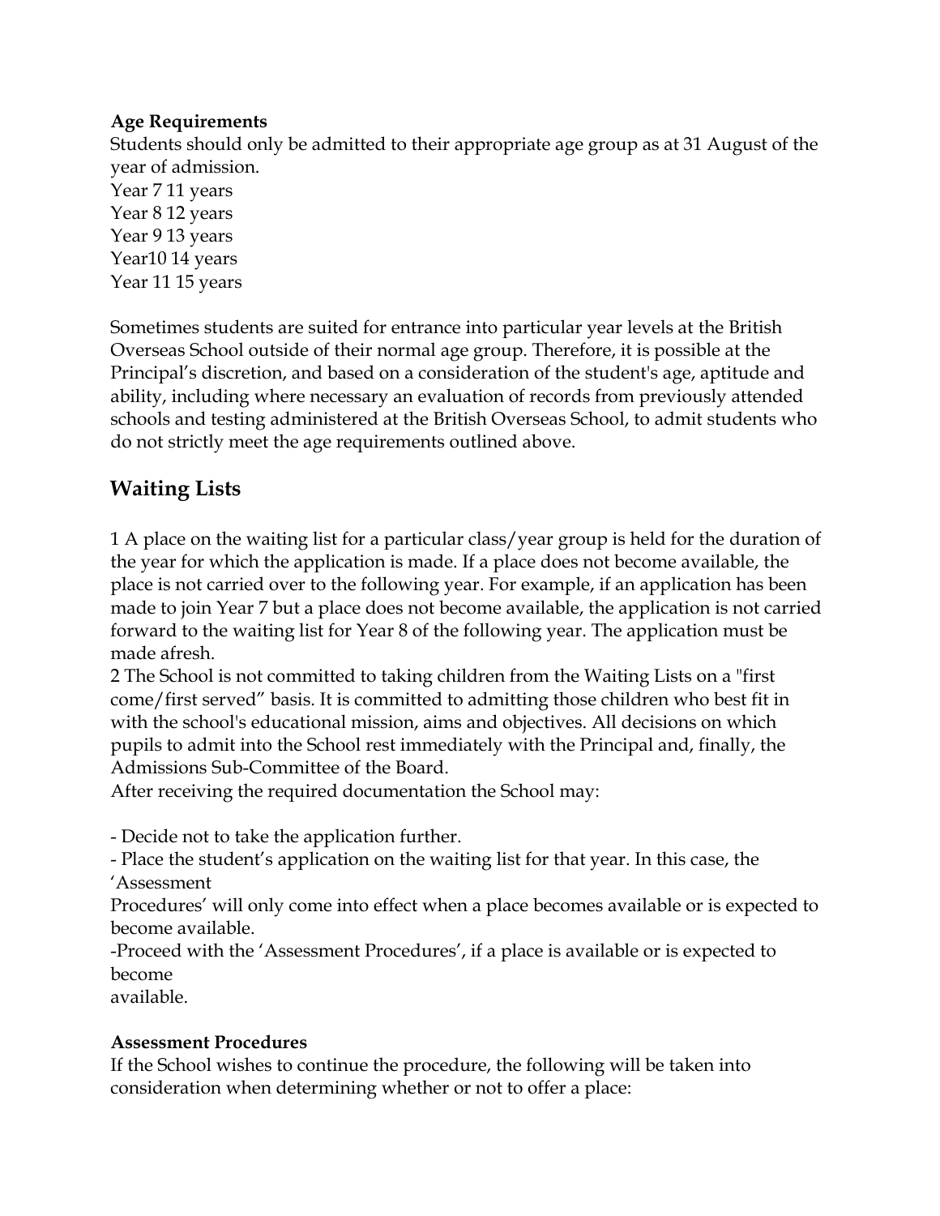**Age Requirements**

Students should only be admitted to their appropriate age group as at 31 August of the year of admission.

Year 7 11 years
Year 8 12 years
Year 9 13 years
Year10 14 years
Year 11 15 years

Sometimes students are suited for entrance into particular year levels at the British Overseas School outside of their normal age group. Therefore, it is possible at the Principal's discretion, and based on a consideration of the student's age, aptitude and ability, including where necessary an evaluation of records from previously attended schools and testing administered at the British Overseas School, to admit students who do not strictly meet the age requirements outlined above.

## Waiting Lists

1 A place on the waiting list for a particular class/year group is held for the duration of the year for which the application is made. If a place does not become available, the place is not carried over to the following year. For example, if an application has been made to join Year 7 but a place does not become available, the application is not carried forward to the waiting list for Year 8 of the following year. The application must be made afresh.

2 The School is not committed to taking children from the Waiting Lists on a "first come/first served" basis. It is committed to admitting those children who best fit in with the school's educational mission, aims and objectives. All decisions on which pupils to admit into the School rest immediately with the Principal and, finally, the Admissions Sub-Committee of the Board.

After receiving the required documentation the School may:

- Decide not to take the application further.
- Place the student's application on the waiting list for that year. In this case, the 'Assessment Procedures' will only come into effect when a place becomes available or is expected to become available.
- Proceed with the 'Assessment Procedures', if a place is available or is expected to become available.

**Assessment Procedures**

If the School wishes to continue the procedure, the following will be taken into consideration when determining whether or not to offer a place: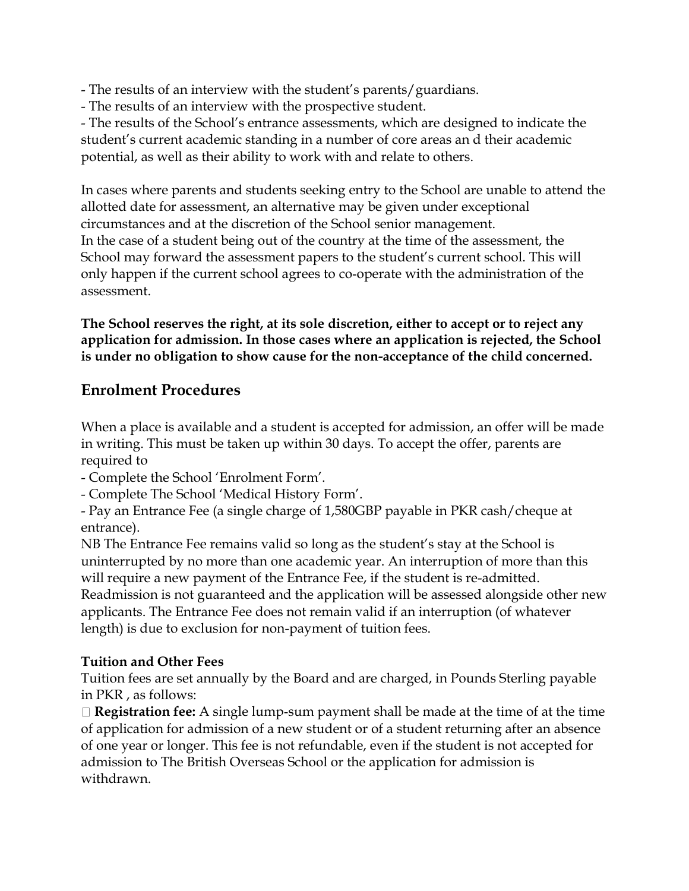- The results of an interview with the student's parents/guardians.
- The results of an interview with the prospective student.
- The results of the School's entrance assessments, which are designed to indicate the student's current academic standing in a number of core areas an d their academic potential, as well as their ability to work with and relate to others.

In cases where parents and students seeking entry to the School are unable to attend the allotted date for assessment, an alternative may be given under exceptional circumstances and at the discretion of the School senior management.
In the case of a student being out of the country at the time of the assessment, the School may forward the assessment papers to the student's current school. This will only happen if the current school agrees to co-operate with the administration of the assessment.

**The School reserves the right, at its sole discretion, either to accept or to reject any application for admission. In those cases where an application is rejected, the School is under no obligation to show cause for the non-acceptance of the child concerned.**

## Enrolment Procedures

When a place is available and a student is accepted for admission, an offer will be made in writing. This must be taken up within 30 days. To accept the offer, parents are required to

- Complete the School 'Enrolment Form'.
- Complete The School 'Medical History Form'.
- Pay an Entrance Fee (a single charge of 1,580GBP payable in PKR cash/cheque at entrance).

NB The Entrance Fee remains valid so long as the student's stay at the School is uninterrupted by no more than one academic year. An interruption of more than this will require a new payment of the Entrance Fee, if the student is re-admitted. Readmission is not guaranteed and the application will be assessed alongside other new applicants. The Entrance Fee does not remain valid if an interruption (of whatever length) is due to exclusion for non-payment of tuition fees.

**Tuition and Other Fees**

Tuition fees are set annually by the Board and are charged, in Pounds Sterling payable in PKR , as follows:

- **Registration fee:** A single lump-sum payment shall be made at the time of at the time of application for admission of a new student or of a student returning after an absence of one year or longer. This fee is not refundable, even if the student is not accepted for admission to The British Overseas School or the application for admission is withdrawn.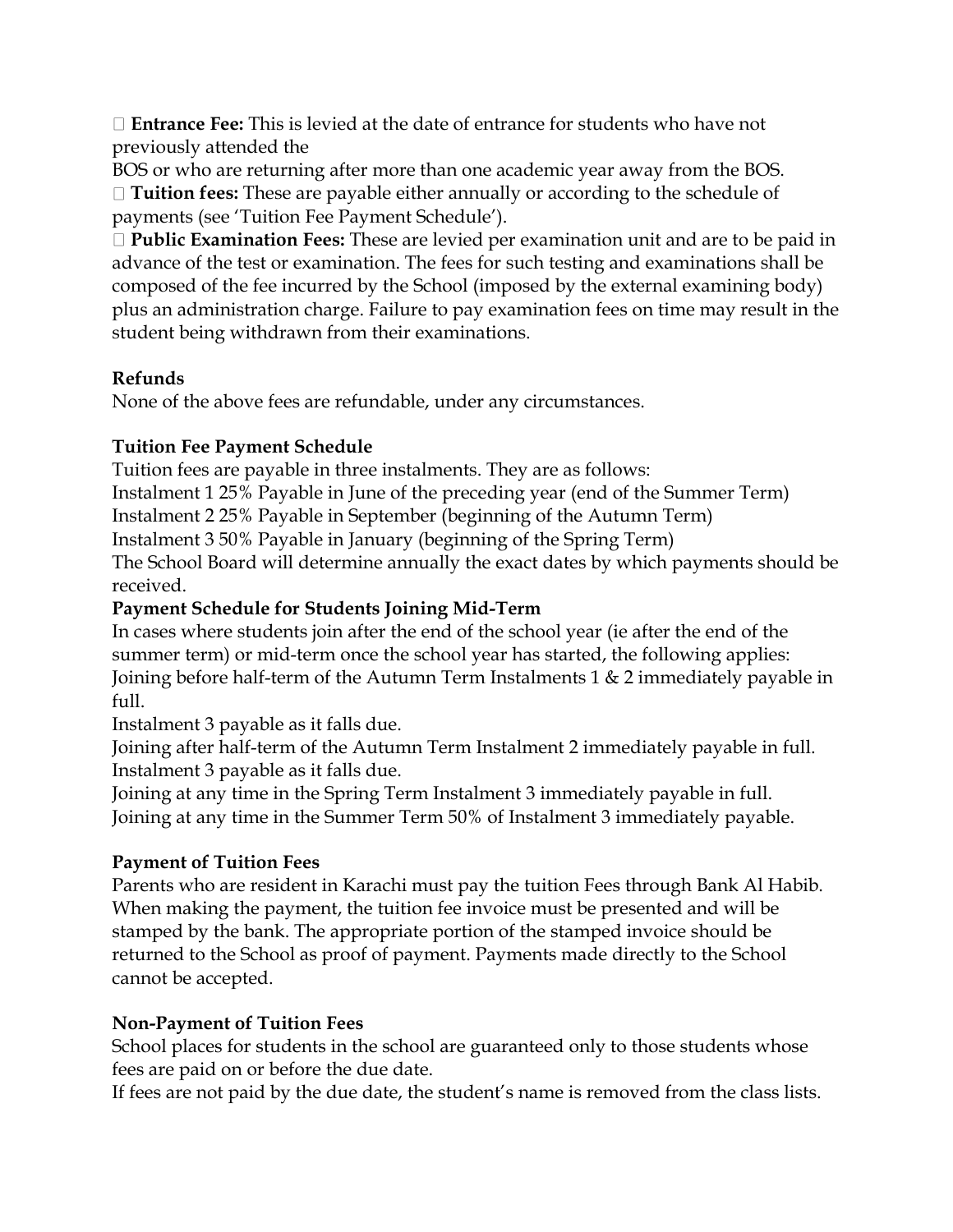- **Entrance Fee:** This is levied at the date of entrance for students who have not previously attended the BOS or who are returning after more than one academic year away from the BOS.
- **Tuition fees:** These are payable either annually or according to the schedule of payments (see 'Tuition Fee Payment Schedule').
- **Public Examination Fees:** These are levied per examination unit and are to be paid in advance of the test or examination. The fees for such testing and examinations shall be composed of the fee incurred by the School (imposed by the external examining body) plus an administration charge. Failure to pay examination fees on time may result in the student being withdrawn from their examinations.

**Refunds**

None of the above fees are refundable, under any circumstances.

**Tuition Fee Payment Schedule**

Tuition fees are payable in three instalments. They are as follows:

Instalment 1 25% Payable in June of the preceding year (end of the Summer Term)

Instalment 2 25% Payable in September (beginning of the Autumn Term)

Instalment 3 50% Payable in January (beginning of the Spring Term)

The School Board will determine annually the exact dates by which payments should be received.

**Payment Schedule for Students Joining Mid-Term**

In cases where students join after the end of the school year (ie after the end of the summer term) or mid-term once the school year has started, the following applies:

Joining before half-term of the Autumn Term Instalments 1 & 2 immediately payable in full.

Instalment 3 payable as it falls due.

Joining after half-term of the Autumn Term Instalment 2 immediately payable in full.

Instalment 3 payable as it falls due.

Joining at any time in the Spring Term Instalment 3 immediately payable in full.

Joining at any time in the Summer Term 50% of Instalment 3 immediately payable.

**Payment of Tuition Fees**

Parents who are resident in Karachi must pay the tuition Fees through Bank Al Habib. When making the payment, the tuition fee invoice must be presented and will be stamped by the bank. The appropriate portion of the stamped invoice should be returned to the School as proof of payment. Payments made directly to the School cannot be accepted.

**Non-Payment of Tuition Fees**

School places for students in the school are guaranteed only to those students whose fees are paid on or before the due date.

If fees are not paid by the due date, the student's name is removed from the class lists.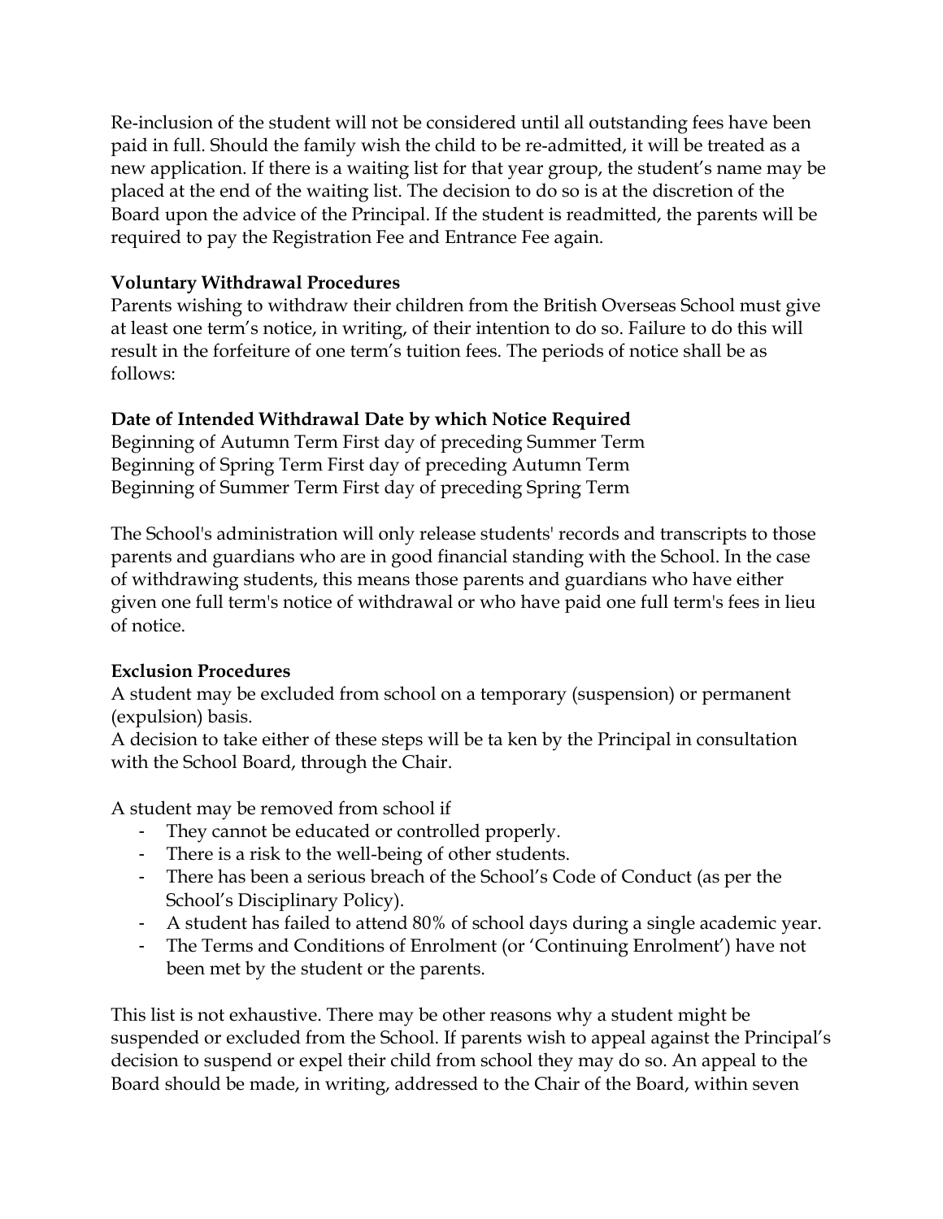Re-inclusion of the student will not be considered until all outstanding fees have been paid in full. Should the family wish the child to be re-admitted, it will be treated as a new application. If there is a waiting list for that year group, the student's name may be placed at the end of the waiting list. The decision to do so is at the discretion of the Board upon the advice of the Principal. If the student is readmitted, the parents will be required to pay the Registration Fee and Entrance Fee again.

**Voluntary Withdrawal Procedures**

Parents wishing to withdraw their children from the British Overseas School must give at least one term's notice, in writing, of their intention to do so. Failure to do this will result in the forfeiture of one term's tuition fees. The periods of notice shall be as follows:

| Date of Intended Withdrawal | Date by which Notice Required |
| --- | --- |
| Beginning of Autumn Term | First day of preceding Summer Term |
| Beginning of Spring Term | First day of preceding Autumn Term |
| Beginning of Summer Term | First day of preceding Spring Term |

The School's administration will only release students' records and transcripts to those parents and guardians who are in good financial standing with the School. In the case of withdrawing students, this means those parents and guardians who have either given one full term's notice of withdrawal or who have paid one full term's fees in lieu of notice.

**Exclusion Procedures**

A student may be excluded from school on a temporary (suspension) or permanent (expulsion) basis.

A decision to take either of these steps will be ta ken by the Principal in consultation with the School Board, through the Chair.

A student may be removed from school if

- They cannot be educated or controlled properly.
- There is a risk to the well-being of other students.
- There has been a serious breach of the School's Code of Conduct (as per the School's Disciplinary Policy).
- A student has failed to attend 80% of school days during a single academic year.
- The Terms and Conditions of Enrolment (or 'Continuing Enrolment') have not been met by the student or the parents.

This list is not exhaustive. There may be other reasons why a student might be suspended or excluded from the School. If parents wish to appeal against the Principal's decision to suspend or expel their child from school they may do so. An appeal to the Board should be made, in writing, addressed to the Chair of the Board, within seven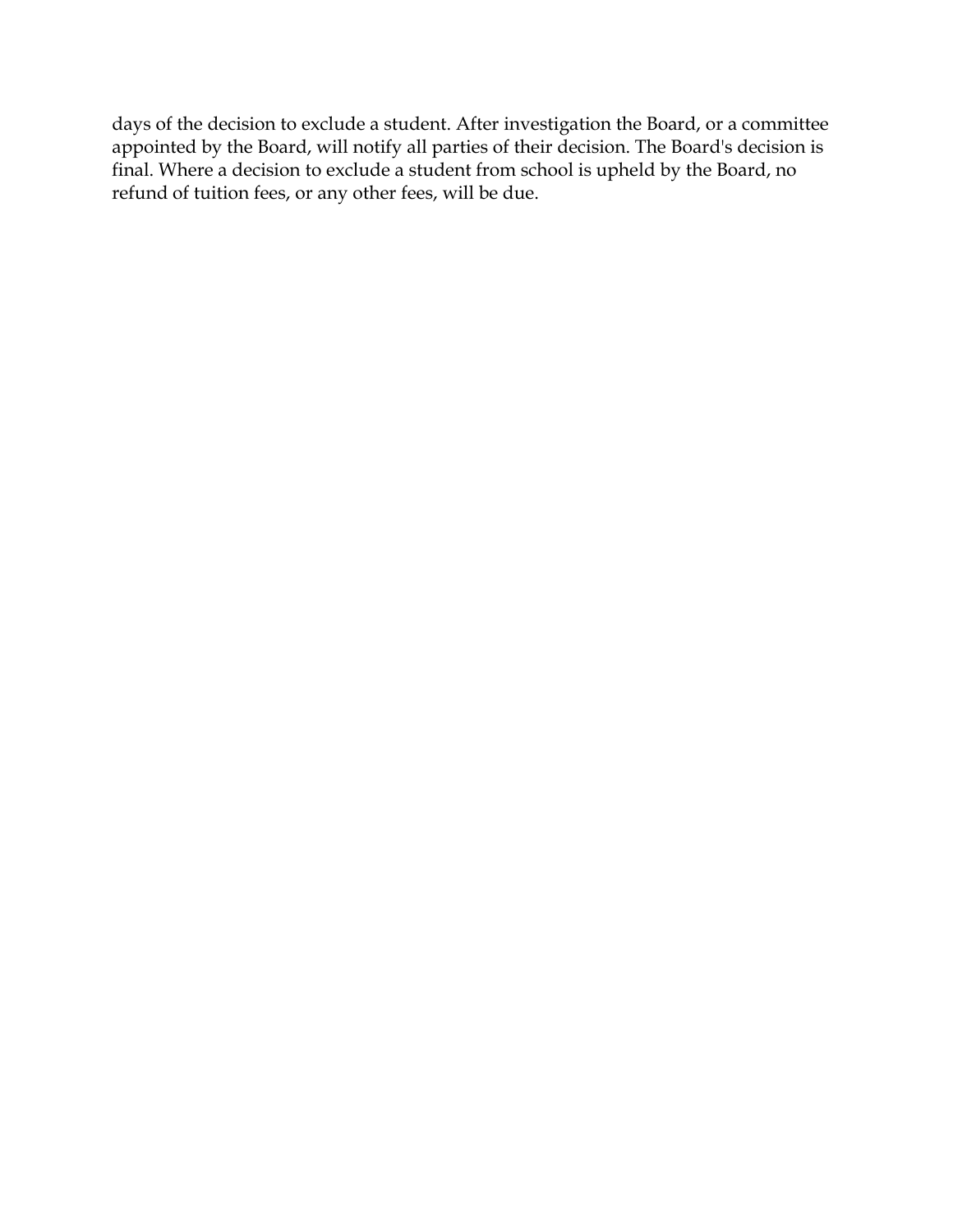days of the decision to exclude a student. After investigation the Board, or a committee appointed by the Board, will notify all parties of their decision. The Board's decision is final. Where a decision to exclude a student from school is upheld by the Board, no refund of tuition fees, or any other fees, will be due.